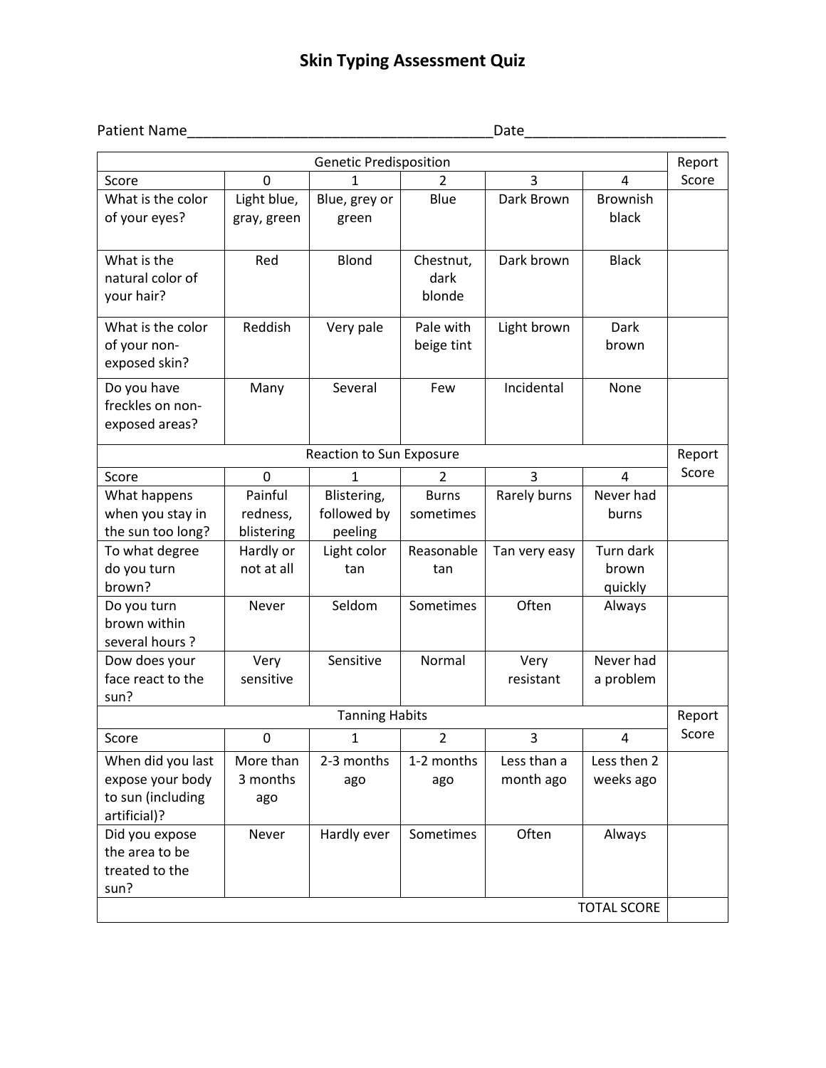# Skin Typing Assessment Quiz

Patient Name_______________________________________Date_________________________

| Genetic Predisposition | | | | | | Report Score |
|---|---|---|---|---|---|---|
| Score | 0 | 1 | 2 | 3 | 4 | |
| What is the color of your eyes? | Light blue, gray, green | Blue, grey or green | Blue | Dark Brown | Brownish black | |
| What is the natural color of your hair? | Red | Blond | Chestnut, dark blonde | Dark brown | Black | |
| What is the color of your non-exposed skin? | Reddish | Very pale | Pale with beige tint | Light brown | Dark brown | |
| Do you have freckles on non-exposed areas? | Many | Several | Few | Incidental | None | |
| Reaction to Sun Exposure | | | | | | Report Score |
| Score | 0 | 1 | 2 | 3 | 4 | |
| What happens when you stay in the sun too long? | Painful redness, blistering | Blistering, followed by peeling | Burns sometimes | Rarely burns | Never had burns | |
| To what degree do you turn brown? | Hardly or not at all | Light color tan | Reasonable tan | Tan very easy | Turn dark brown quickly | |
| Do you turn brown within several hours ? | Never | Seldom | Sometimes | Often | Always | |
| Dow does your face react to the sun? | Very sensitive | Sensitive | Normal | Very resistant | Never had a problem | |
| Tanning Habits | | | | | | Report Score |
| Score | 0 | 1 | 2 | 3 | 4 | |
| When did you last expose your body to sun (including artificial)? | More than 3 months ago | 2-3 months ago | 1-2 months ago | Less than a month ago | Less then 2 weeks ago | |
| Did you expose the area to be treated to the sun? | Never | Hardly ever | Sometimes | Often | Always | |
| | | | | | TOTAL SCORE | |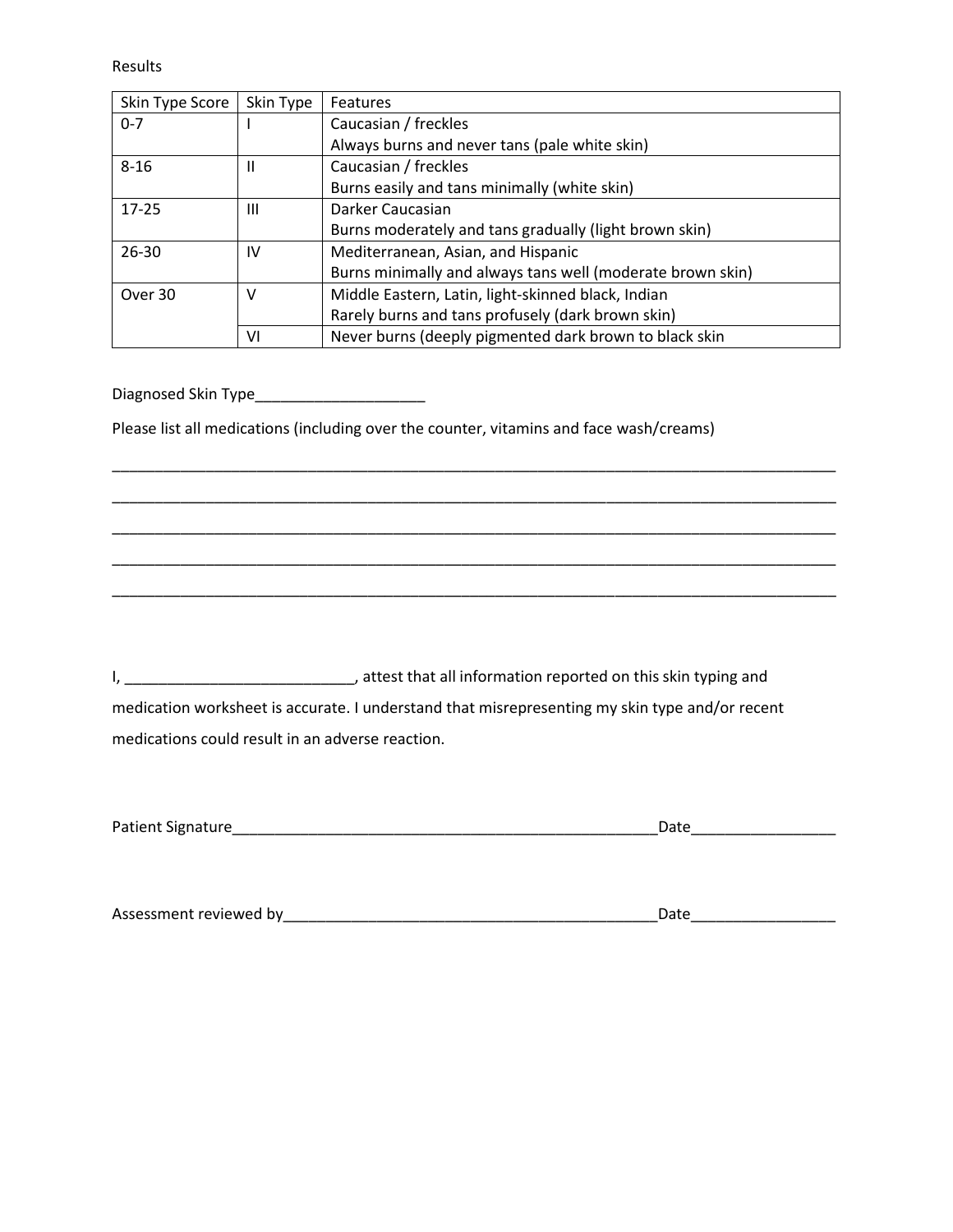Results

| Skin Type Score | Skin Type | Features |
|---|---|---|
| 0-7 | I | Caucasian / freckles<br>Always burns and never tans (pale white skin) |
| 8-16 | II | Caucasian / freckles<br>Burns easily and tans minimally (white skin) |
| 17-25 | III | Darker Caucasian<br>Burns moderately and tans gradually (light brown skin) |
| 26-30 | IV | Mediterranean, Asian, and Hispanic<br>Burns minimally and always tans well (moderate brown skin) |
| Over 30 | V | Middle Eastern, Latin, light-skinned black, Indian<br>Rarely burns and tans profusely (dark brown skin) |
| | VI | Never burns (deeply pigmented dark brown to black skin |

Diagnosed Skin Type____________________

Please list all medications (including over the counter, vitamins and face wash/creams)

_____________________________________________________________________________________

_____________________________________________________________________________________

_____________________________________________________________________________________

_____________________________________________________________________________________

_____________________________________________________________________________________

I, ___________________________, attest that all information reported on this skin typing and medication worksheet is accurate. I understand that misrepresenting my skin type and/or recent medications could result in an adverse reaction.

Patient Signature_____________________________________________________Date_________________

Assessment reviewed by______________________________________________Date_________________